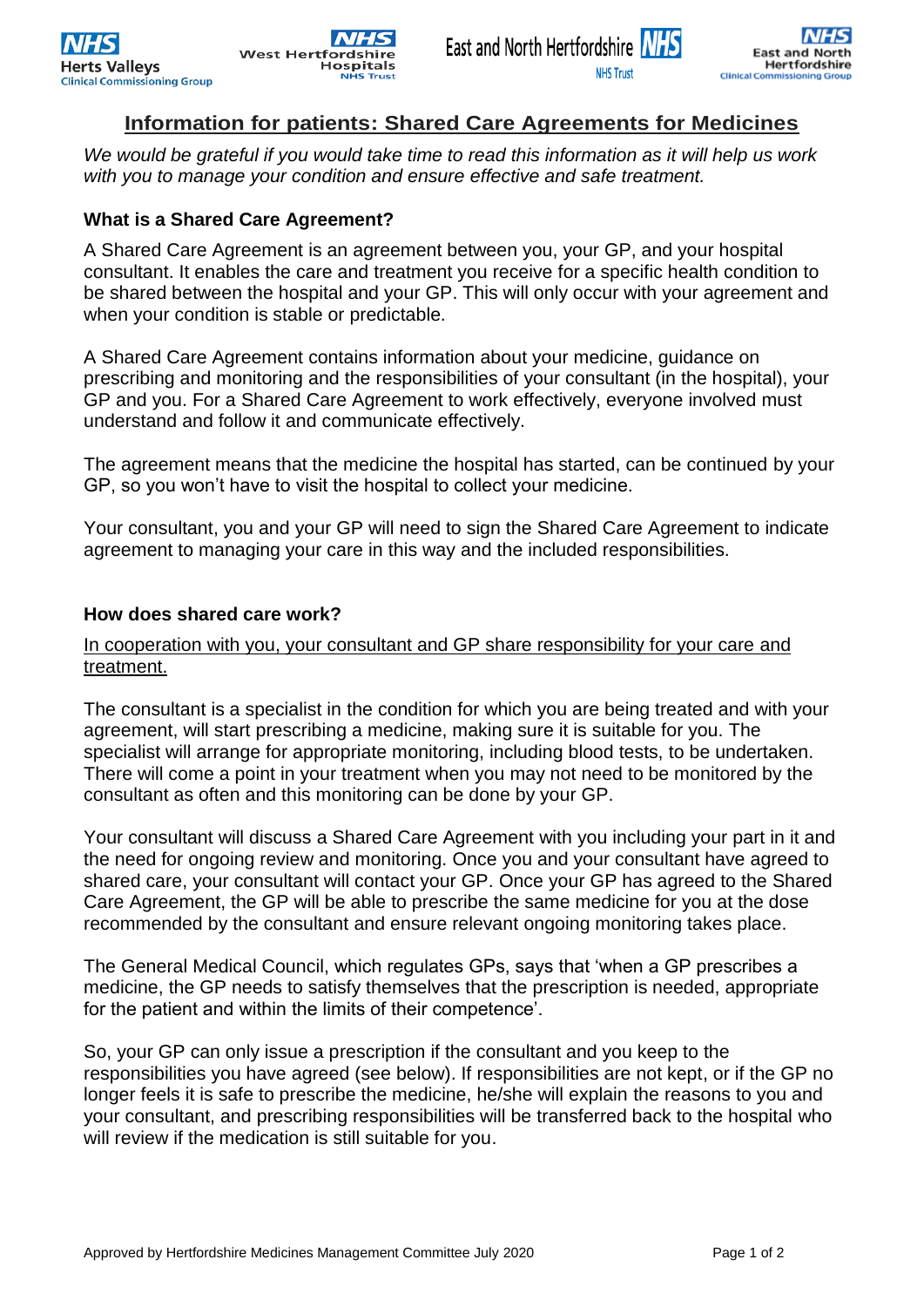# Information for patients: Shared Care Agreements for Medicines

*We would be grateful if you would take time to read this information as it will help us work with you to manage your condition and ensure effective and safe treatment.*

### What is a Shared Care Agreement?

A Shared Care Agreement is an agreement between you, your GP, and your hospital consultant. It enables the care and treatment you receive for a specific health condition to be shared between the hospital and your GP. This will only occur with your agreement and when your condition is stable or predictable.

A Shared Care Agreement contains information about your medicine, guidance on prescribing and monitoring and the responsibilities of your consultant (in the hospital), your GP and you. For a Shared Care Agreement to work effectively, everyone involved must understand and follow it and communicate effectively.

The agreement means that the medicine the hospital has started, can be continued by your GP, so you won't have to visit the hospital to collect your medicine.

Your consultant, you and your GP will need to sign the Shared Care Agreement to indicate agreement to managing your care in this way and the included responsibilities.

### How does shared care work?

In cooperation with you, your consultant and GP share responsibility for your care and treatment.

The consultant is a specialist in the condition for which you are being treated and with your agreement, will start prescribing a medicine, making sure it is suitable for you. The specialist will arrange for appropriate monitoring, including blood tests, to be undertaken. There will come a point in your treatment when you may not need to be monitored by the consultant as often and this monitoring can be done by your GP.

Your consultant will discuss a Shared Care Agreement with you including your part in it and the need for ongoing review and monitoring. Once you and your consultant have agreed to shared care, your consultant will contact your GP. Once your GP has agreed to the Shared Care Agreement, the GP will be able to prescribe the same medicine for you at the dose recommended by the consultant and ensure relevant ongoing monitoring takes place.

The General Medical Council, which regulates GPs, says that 'when a GP prescribes a medicine, the GP needs to satisfy themselves that the prescription is needed, appropriate for the patient and within the limits of their competence'.

So, your GP can only issue a prescription if the consultant and you keep to the responsibilities you have agreed (see below). If responsibilities are not kept, or if the GP no longer feels it is safe to prescribe the medicine, he/she will explain the reasons to you and your consultant, and prescribing responsibilities will be transferred back to the hospital who will review if the medication is still suitable for you.

Approved by Hertfordshire Medicines Management Committee July 2020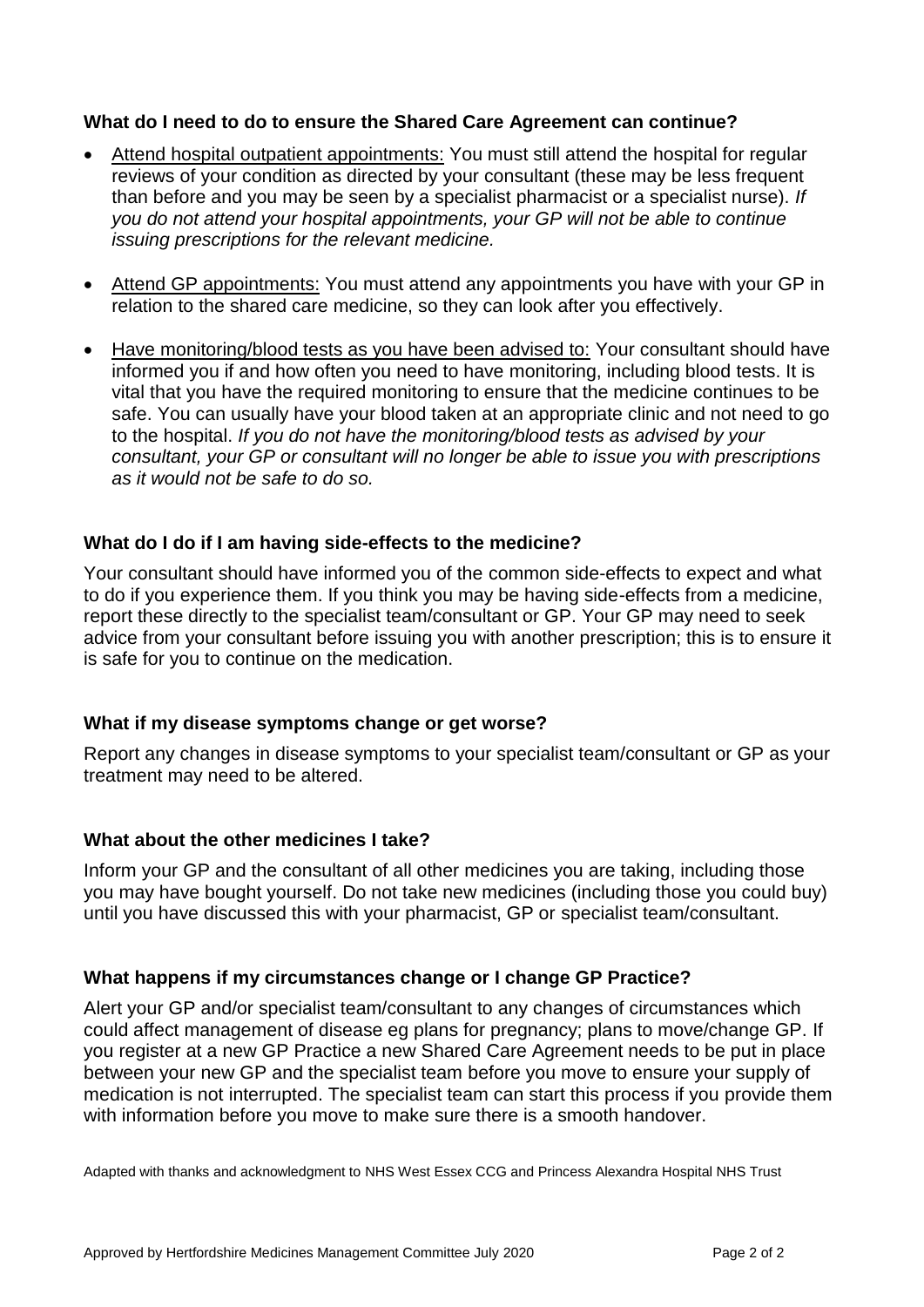### What do I need to do to ensure the Shared Care Agreement can continue?

- Attend hospital outpatient appointments: You must still attend the hospital for regular reviews of your condition as directed by your consultant (these may be less frequent than before and you may be seen by a specialist pharmacist or a specialist nurse). *If you do not attend your hospital appointments, your GP will not be able to continue issuing prescriptions for the relevant medicine.*
- Attend GP appointments: You must attend any appointments you have with your GP in relation to the shared care medicine, so they can look after you effectively.
- Have monitoring/blood tests as you have been advised to: Your consultant should have informed you if and how often you need to have monitoring, including blood tests. It is vital that you have the required monitoring to ensure that the medicine continues to be safe. You can usually have your blood taken at an appropriate clinic and not need to go to the hospital. *If you do not have the monitoring/blood tests as advised by your consultant, your GP or consultant will no longer be able to issue you with prescriptions as it would not be safe to do so.*

### What do I do if I am having side-effects to the medicine?

Your consultant should have informed you of the common side-effects to expect and what to do if you experience them. If you think you may be having side-effects from a medicine, report these directly to the specialist team/consultant or GP. Your GP may need to seek advice from your consultant before issuing you with another prescription; this is to ensure it is safe for you to continue on the medication.

### What if my disease symptoms change or get worse?

Report any changes in disease symptoms to your specialist team/consultant or GP as your treatment may need to be altered.

### What about the other medicines I take?

Inform your GP and the consultant of all other medicines you are taking, including those you may have bought yourself. Do not take new medicines (including those you could buy) until you have discussed this with your pharmacist, GP or specialist team/consultant.

### What happens if my circumstances change or I change GP Practice?

Alert your GP and/or specialist team/consultant to any changes of circumstances which could affect management of disease eg plans for pregnancy; plans to move/change GP. If you register at a new GP Practice a new Shared Care Agreement needs to be put in place between your new GP and the specialist team before you move to ensure your supply of medication is not interrupted. The specialist team can start this process if you provide them with information before you move to make sure there is a smooth handover.

Adapted with thanks and acknowledgment to NHS West Essex CCG and Princess Alexandra Hospital NHS Trust

Approved by Hertfordshire Medicines Management Committee July 2020